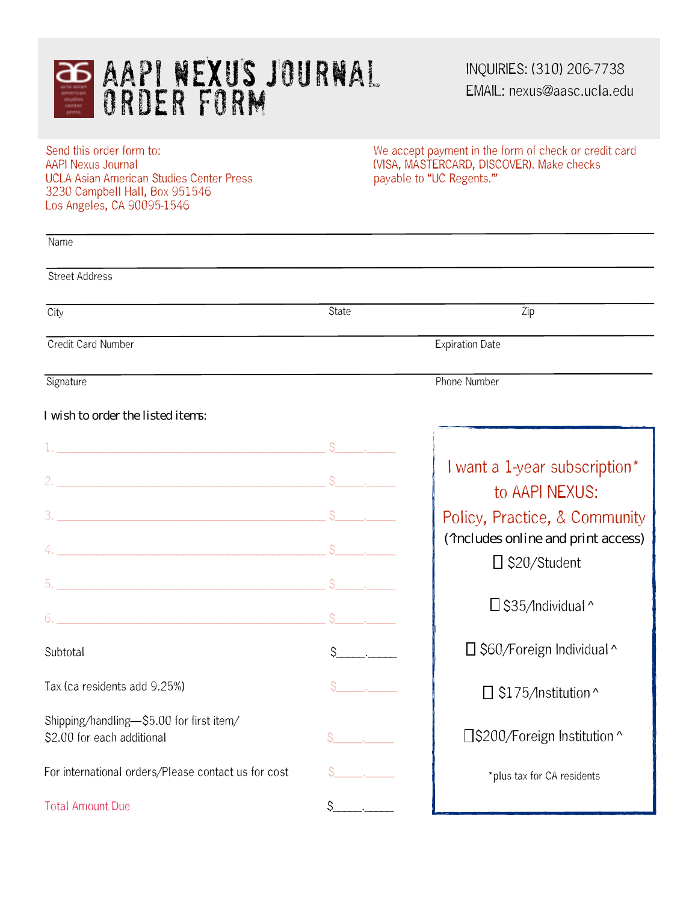# AAPI NEXUS JOURNAL ORDER FORM

INQUIRIES: (310) 206-7738
EMAIL: nexus@aasc.ucla.edu

Send this order form to:
AAPI Nexus Journal
UCLA Asian American Studies Center Press
3230 Campbell Hall, Box 951546
Los Angeles, CA 90095-1546

We accept payment in the form of check or credit card (VISA, MASTERCARD, DISCOVER). Make checks payable to "UC Regents."

Name

Street Address

City | State | Zip

Credit Card Number | Expiration Date

Signature | Phone Number

I wish to order the listed items:

1. ______________________________ $____.____
2. ______________________________ $____.____
3. ______________________________ $____.____
4. ______________________________ $____.____
5. ______________________________ $____.____
6. ______________________________ $____.____

| | |
|---|---|
| Subtotal | $____.____ |
| Tax (ca residents add 9.25%) | $____.____ |
| Shipping/handling—$5.00 for first item/ $2.00 for each additional | $____.____ |
| For international orders/Please contact us for cost | $____.____ |
| Total Amount Due | $____.____ |

I want a 1-year subscription* to AAPI NEXUS: Policy, Practice, & Community
(^includes online and print access)

- ☐ $20/Student
- ☐ $35/Individual ^
- ☐ $60/Foreign Individual ^
- ☐ $175/Institution ^
- ☐ $200/Foreign Institution ^

*plus tax for CA residents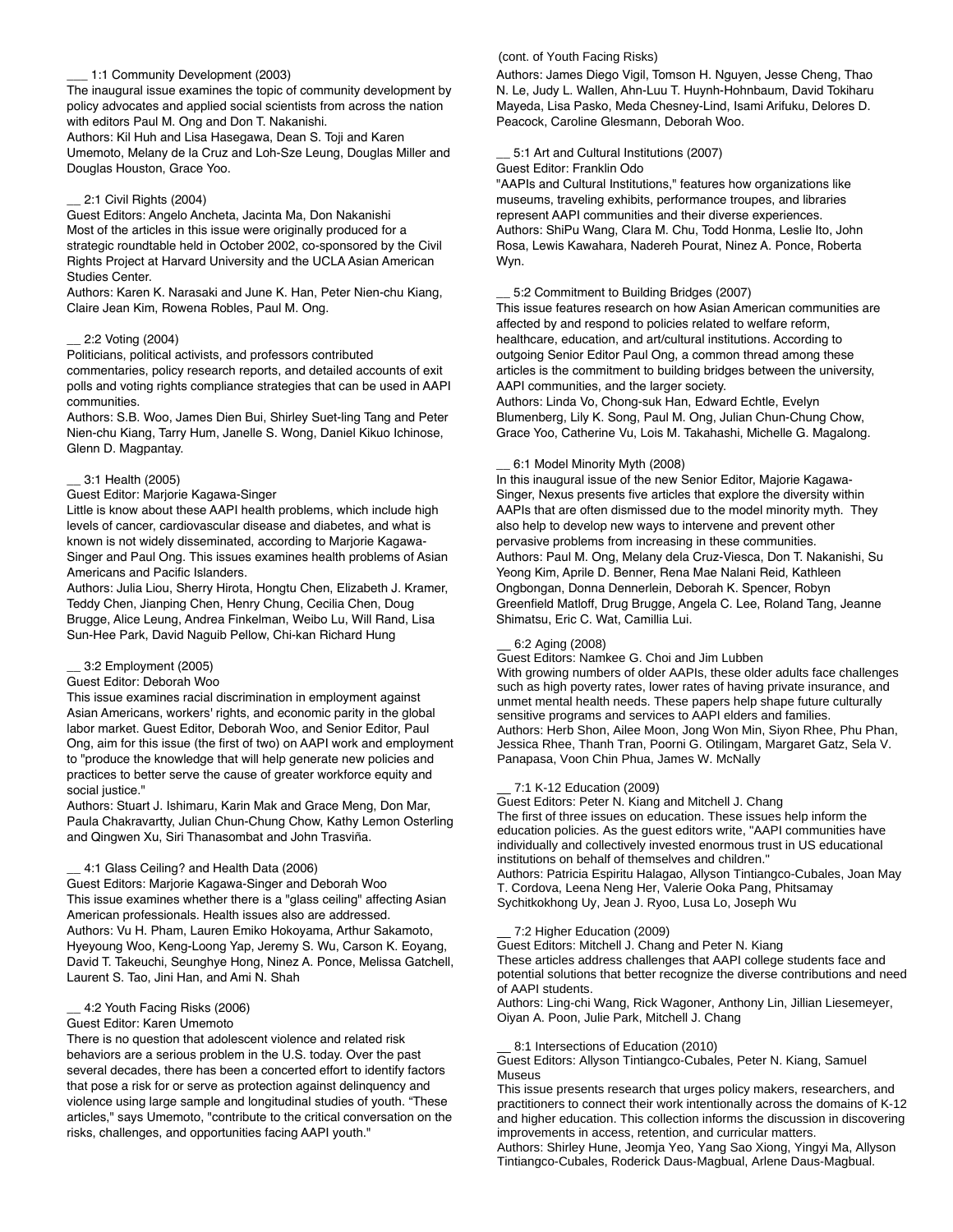___ 1:1 Community Development (2003)

The inaugural issue examines the topic of community development by policy advocates and applied social scientists from across the nation with editors Paul M. Ong and Don T. Nakanishi.

Authors: Kil Huh and Lisa Hasegawa, Dean S. Toji and Karen Umemoto, Melany de la Cruz and Loh-Sze Leung, Douglas Miller and Douglas Houston, Grace Yoo.

__ 2:1 Civil Rights (2004)

Guest Editors: Angelo Ancheta, Jacinta Ma, Don Nakanishi

Most of the articles in this issue were originally produced for a strategic roundtable held in October 2002, co-sponsored by the Civil Rights Project at Harvard University and the UCLA Asian American Studies Center.

Authors: Karen K. Narasaki and June K. Han, Peter Nien-chu Kiang, Claire Jean Kim, Rowena Robles, Paul M. Ong.

__ 2:2 Voting (2004)

Politicians, political activists, and professors contributed commentaries, policy research reports, and detailed accounts of exit polls and voting rights compliance strategies that can be used in AAPI communities.

Authors: S.B. Woo, James Dien Bui, Shirley Suet-ling Tang and Peter Nien-chu Kiang, Tarry Hum, Janelle S. Wong, Daniel Kikuo Ichinose, Glenn D. Magpantay.

__ 3:1 Health (2005)

Guest Editor: Marjorie Kagawa-Singer

Little is know about these AAPI health problems, which include high levels of cancer, cardiovascular disease and diabetes, and what is known is not widely disseminated, according to Marjorie Kagawa-Singer and Paul Ong. This issues examines health problems of Asian Americans and Pacific Islanders.

Authors: Julia Liou, Sherry Hirota, Hongtu Chen, Elizabeth J. Kramer, Teddy Chen, Jianping Chen, Henry Chung, Cecilia Chen, Doug Brugge, Alice Leung, Andrea Finkelman, Weibo Lu, Will Rand, Lisa Sun-Hee Park, David Naguib Pellow, Chi-kan Richard Hung

__ 3:2 Employment (2005)

Guest Editor: Deborah Woo

This issue examines racial discrimination in employment against Asian Americans, workers' rights, and economic parity in the global labor market. Guest Editor, Deborah Woo, and Senior Editor, Paul Ong, aim for this issue (the first of two) on AAPI work and employment to "produce the knowledge that will help generate new policies and practices to better serve the cause of greater workforce equity and social justice."

Authors: Stuart J. Ishimaru, Karin Mak and Grace Meng, Don Mar, Paula Chakravartty, Julian Chun-Chung Chow, Kathy Lemon Osterling and Qingwen Xu, Siri Thanasombat and John Trasviña.

__ 4:1 Glass Ceiling? and Health Data (2006)

Guest Editors: Marjorie Kagawa-Singer and Deborah Woo

This issue examines whether there is a "glass ceiling" affecting Asian American professionals. Health issues also are addressed.

Authors: Vu H. Pham, Lauren Emiko Hokoyama, Arthur Sakamoto, Hyeyoung Woo, Keng-Loong Yap, Jeremy S. Wu, Carson K. Eoyang, David T. Takeuchi, Seunghye Hong, Ninez A. Ponce, Melissa Gatchell, Laurent S. Tao, Jini Han, and Ami N. Shah

__ 4:2 Youth Facing Risks (2006)

Guest Editor: Karen Umemoto

There is no question that adolescent violence and related risk behaviors are a serious problem in the U.S. today. Over the past several decades, there has been a concerted effort to identify factors that pose a risk for or serve as protection against delinquency and violence using large sample and longitudinal studies of youth. "These articles," says Umemoto, "contribute to the critical conversation on the risks, challenges, and opportunities facing AAPI youth."

(cont. of Youth Facing Risks)

Authors: James Diego Vigil, Tomson H. Nguyen, Jesse Cheng, Thao N. Le, Judy L. Wallen, Ahn-Luu T. Huynh-Hohnbaum, David Tokiharu Mayeda, Lisa Pasko, Meda Chesney-Lind, Isami Arifuku, Delores D. Peacock, Caroline Glesmann, Deborah Woo.

__ 5:1 Art and Cultural Institutions (2007)

Guest Editor: Franklin Odo

"AAPIs and Cultural Institutions," features how organizations like museums, traveling exhibits, performance troupes, and libraries represent AAPI communities and their diverse experiences.

Authors: ShiPu Wang, Clara M. Chu, Todd Honma, Leslie Ito, John Rosa, Lewis Kawahara, Nadereh Pourat, Ninez A. Ponce, Roberta Wyn.

__ 5:2 Commitment to Building Bridges (2007)

This issue features research on how Asian American communities are affected by and respond to policies related to welfare reform, healthcare, education, and art/cultural institutions. According to outgoing Senior Editor Paul Ong, a common thread among these articles is the commitment to building bridges between the university, AAPI communities, and the larger society.

Authors: Linda Vo, Chong-suk Han, Edward Echtle, Evelyn Blumenberg, Lily K. Song, Paul M. Ong, Julian Chun-Chung Chow, Grace Yoo, Catherine Vu, Lois M. Takahashi, Michelle G. Magalong.

__ 6:1 Model Minority Myth (2008)

In this inaugural issue of the new Senior Editor, Majorie Kagawa-Singer, Nexus presents five articles that explore the diversity within AAPIs that are often dismissed due to the model minority myth. They also help to develop new ways to intervene and prevent other pervasive problems from increasing in these communities.

Authors: Paul M. Ong, Melany dela Cruz-Viesca, Don T. Nakanishi, Su Yeong Kim, Aprile D. Benner, Rena Mae Nalani Reid, Kathleen Ongbongan, Donna Dennerlein, Deborah K. Spencer, Robyn Greenfield Matloff, Drug Brugge, Angela C. Lee, Roland Tang, Jeanne Shimatsu, Eric C. Wat, Camillia Lui.

__ 6:2 Aging (2008)

Guest Editors: Namkee G. Choi and Jim Lubben

With growing numbers of older AAPIs, these older adults face challenges such as high poverty rates, lower rates of having private insurance, and unmet mental health needs. These papers help shape future culturally sensitive programs and services to AAPI elders and families.

Authors: Herb Shon, Ailee Moon, Jong Won Min, Siyon Rhee, Phu Phan, Jessica Rhee, Thanh Tran, Poorni G. Otilingam, Margaret Gatz, Sela V. Panapasa, Voon Chin Phua, James W. McNally

__ 7:1 K-12 Education (2009)

Guest Editors: Peter N. Kiang and Mitchell J. Chang

The first of three issues on education. These issues help inform the education policies. As the guest editors write, "AAPI communities have individually and collectively invested enormous trust in US educational institutions on behalf of themselves and children."

Authors: Patricia Espiritu Halagao, Allyson Tintiangco-Cubales, Joan May T. Cordova, Leena Neng Her, Valerie Ooka Pang, Phitsamay Sychitkokhong Uy, Jean J. Ryoo, Lusa Lo, Joseph Wu

__ 7:2 Higher Education (2009)

Guest Editors: Mitchell J. Chang and Peter N. Kiang

These articles address challenges that AAPI college students face and potential solutions that better recognize the diverse contributions and need of AAPI students.

Authors: Ling-chi Wang, Rick Wagoner, Anthony Lin, Jillian Liesemeyer, Oiyan A. Poon, Julie Park, Mitchell J. Chang

__ 8:1 Intersections of Education (2010)

Guest Editors: Allyson Tintiangco-Cubales, Peter N. Kiang, Samuel Museus

This issue presents research that urges policy makers, researchers, and practitioners to connect their work intentionally across the domains of K-12 and higher education. This collection informs the discussion in discovering improvements in access, retention, and curricular matters.

Authors: Shirley Hune, Jeomja Yeo, Yang Sao Xiong, Yingyi Ma, Allyson Tintiangco-Cubales, Roderick Daus-Magbual, Arlene Daus-Magbual.